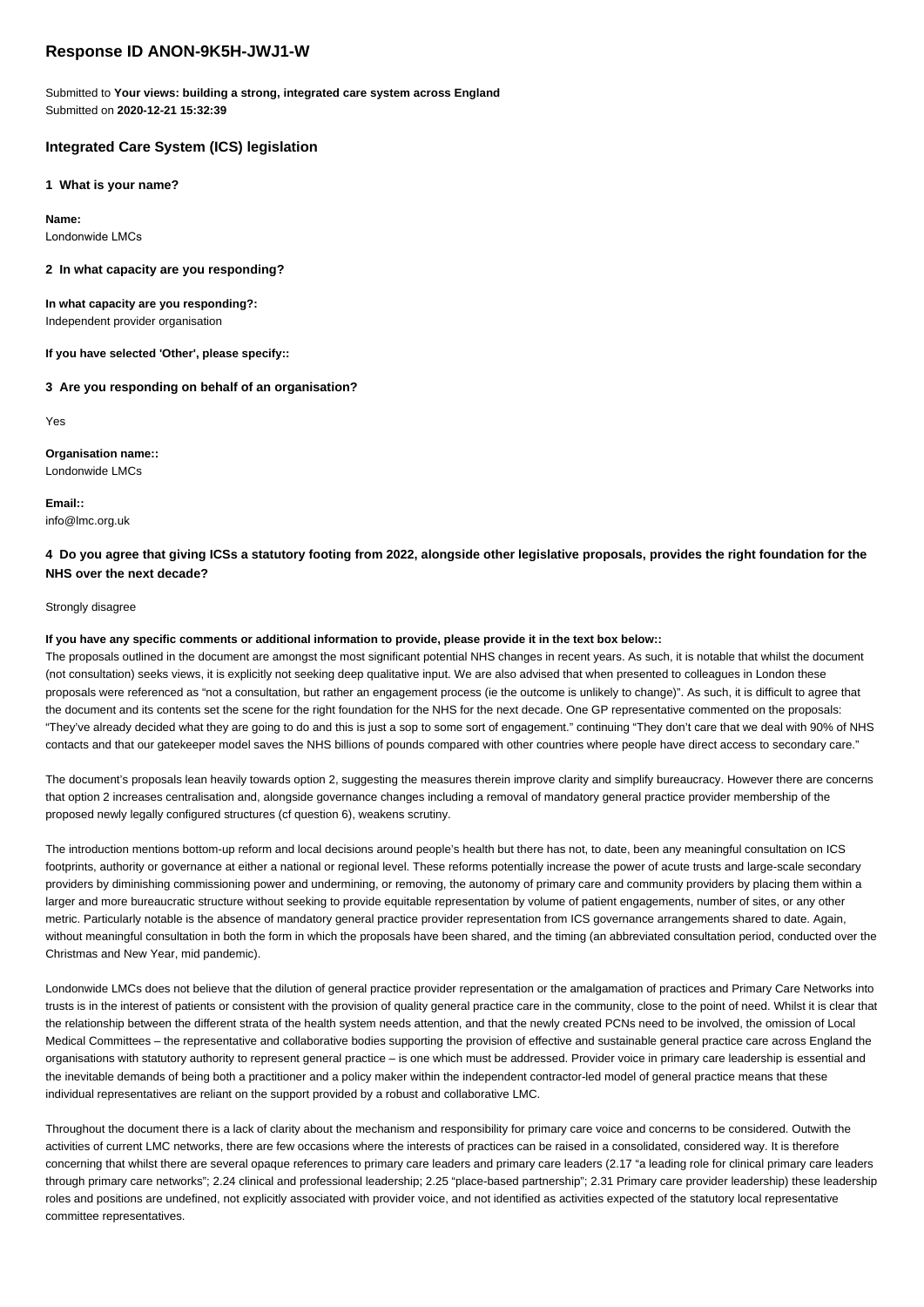# Response ID ANON-9K5H-JWJ1-W

Submitted to **Your views: building a strong, integrated care system across England**
Submitted on **2020-12-21 15:32:39**

## Integrated Care System (ICS) legislation

### 1 What is your name?

**Name:**
Londonwide LMCs

### 2 In what capacity are you responding?

**In what capacity are you responding?:**
Independent provider organisation

**If you have selected 'Other', please specify::**

### 3 Are you responding on behalf of an organisation?

Yes

**Organisation name::**
Londonwide LMCs

**Email::**
info@lmc.org.uk

### 4 Do you agree that giving ICSs a statutory footing from 2022, alongside other legislative proposals, provides the right foundation for the NHS over the next decade?

Strongly disagree

**If you have any specific comments or additional information to provide, please provide it in the text box below::**

The proposals outlined in the document are amongst the most significant potential NHS changes in recent years. As such, it is notable that whilst the document (not consultation) seeks views, it is explicitly not seeking deep qualitative input. We are also advised that when presented to colleagues in London these proposals were referenced as "not a consultation, but rather an engagement process (ie the outcome is unlikely to change)". As such, it is difficult to agree that the document and its contents set the scene for the right foundation for the NHS for the next decade. One GP representative commented on the proposals: "They've already decided what they are going to do and this is just a sop to some sort of engagement." continuing "They don't care that we deal with 90% of NHS contacts and that our gatekeeper model saves the NHS billions of pounds compared with other countries where people have direct access to secondary care."

The document's proposals lean heavily towards option 2, suggesting the measures therein improve clarity and simplify bureaucracy. However there are concerns that option 2 increases centralisation and, alongside governance changes including a removal of mandatory general practice provider membership of the proposed newly legally configured structures (cf question 6), weakens scrutiny.

The introduction mentions bottom-up reform and local decisions around people's health but there has not, to date, been any meaningful consultation on ICS footprints, authority or governance at either a national or regional level. These reforms potentially increase the power of acute trusts and large-scale secondary providers by diminishing commissioning power and undermining, or removing, the autonomy of primary care and community providers by placing them within a larger and more bureaucratic structure without seeking to provide equitable representation by volume of patient engagements, number of sites, or any other metric. Particularly notable is the absence of mandatory general practice provider representation from ICS governance arrangements shared to date. Again, without meaningful consultation in both the form in which the proposals have been shared, and the timing (an abbreviated consultation period, conducted over the Christmas and New Year, mid pandemic).

Londonwide LMCs does not believe that the dilution of general practice provider representation or the amalgamation of practices and Primary Care Networks into trusts is in the interest of patients or consistent with the provision of quality general practice care in the community, close to the point of need. Whilst it is clear that the relationship between the different strata of the health system needs attention, and that the newly created PCNs need to be involved, the omission of Local Medical Committees – the representative and collaborative bodies supporting the provision of effective and sustainable general practice care across England the organisations with statutory authority to represent general practice – is one which must be addressed. Provider voice in primary care leadership is essential and the inevitable demands of being both a practitioner and a policy maker within the independent contractor-led model of general practice means that these individual representatives are reliant on the support provided by a robust and collaborative LMC.

Throughout the document there is a lack of clarity about the mechanism and responsibility for primary care voice and concerns to be considered. Outwith the activities of current LMC networks, there are few occasions where the interests of practices can be raised in a consolidated, considered way. It is therefore concerning that whilst there are several opaque references to primary care leaders and primary care leaders (2.17 "a leading role for clinical primary care leaders through primary care networks"; 2.24 clinical and professional leadership; 2.25 "place-based partnership"; 2.31 Primary care provider leadership) these leadership roles and positions are undefined, not explicitly associated with provider voice, and not identified as activities expected of the statutory local representative committee representatives.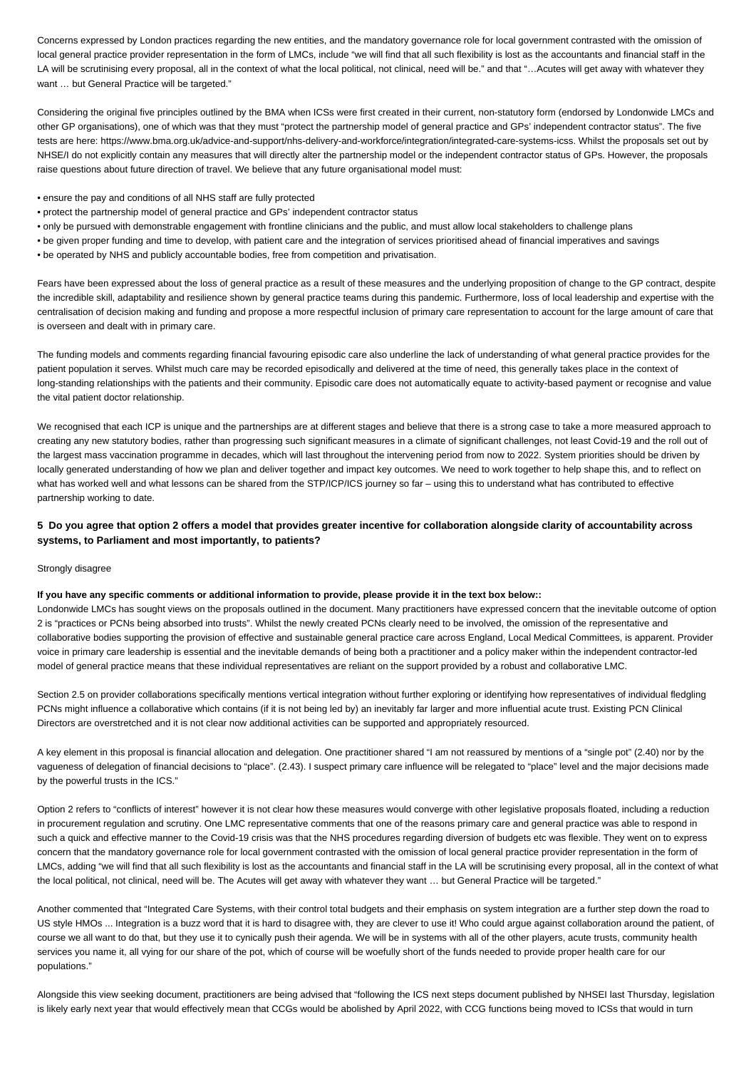Concerns expressed by London practices regarding the new entities, and the mandatory governance role for local government contrasted with the omission of local general practice provider representation in the form of LMCs, include "we will find that all such flexibility is lost as the accountants and financial staff in the LA will be scrutinising every proposal, all in the context of what the local political, not clinical, need will be." and that "…Acutes will get away with whatever they want … but General Practice will be targeted."

Considering the original five principles outlined by the BMA when ICSs were first created in their current, non-statutory form (endorsed by Londonwide LMCs and other GP organisations), one of which was that they must "protect the partnership model of general practice and GPs' independent contractor status". The five tests are here: https://www.bma.org.uk/advice-and-support/nhs-delivery-and-workforce/integration/integrated-care-systems-icss. Whilst the proposals set out by NHSE/I do not explicitly contain any measures that will directly alter the partnership model or the independent contractor status of GPs. However, the proposals raise questions about future direction of travel. We believe that any future organisational model must:

- ensure the pay and conditions of all NHS staff are fully protected
- protect the partnership model of general practice and GPs' independent contractor status
- only be pursued with demonstrable engagement with frontline clinicians and the public, and must allow local stakeholders to challenge plans
- be given proper funding and time to develop, with patient care and the integration of services prioritised ahead of financial imperatives and savings
- be operated by NHS and publicly accountable bodies, free from competition and privatisation.

Fears have been expressed about the loss of general practice as a result of these measures and the underlying proposition of change to the GP contract, despite the incredible skill, adaptability and resilience shown by general practice teams during this pandemic. Furthermore, loss of local leadership and expertise with the centralisation of decision making and funding and propose a more respectful inclusion of primary care representation to account for the large amount of care that is overseen and dealt with in primary care.

The funding models and comments regarding financial favouring episodic care also underline the lack of understanding of what general practice provides for the patient population it serves. Whilst much care may be recorded episodically and delivered at the time of need, this generally takes place in the context of long-standing relationships with the patients and their community. Episodic care does not automatically equate to activity-based payment or recognise and value the vital patient doctor relationship.

We recognised that each ICP is unique and the partnerships are at different stages and believe that there is a strong case to take a more measured approach to creating any new statutory bodies, rather than progressing such significant measures in a climate of significant challenges, not least Covid-19 and the roll out of the largest mass vaccination programme in decades, which will last throughout the intervening period from now to 2022. System priorities should be driven by locally generated understanding of how we plan and deliver together and impact key outcomes. We need to work together to help shape this, and to reflect on what has worked well and what lessons can be shared from the STP/ICP/ICS journey so far – using this to understand what has contributed to effective partnership working to date.

### 5 Do you agree that option 2 offers a model that provides greater incentive for collaboration alongside clarity of accountability across systems, to Parliament and most importantly, to patients?

Strongly disagree

**If you have any specific comments or additional information to provide, please provide it in the text box below::**

Londonwide LMCs has sought views on the proposals outlined in the document. Many practitioners have expressed concern that the inevitable outcome of option 2 is "practices or PCNs being absorbed into trusts". Whilst the newly created PCNs clearly need to be involved, the omission of the representative and collaborative bodies supporting the provision of effective and sustainable general practice care across England, Local Medical Committees, is apparent. Provider voice in primary care leadership is essential and the inevitable demands of being both a practitioner and a policy maker within the independent contractor-led model of general practice means that these individual representatives are reliant on the support provided by a robust and collaborative LMC.

Section 2.5 on provider collaborations specifically mentions vertical integration without further exploring or identifying how representatives of individual fledgling PCNs might influence a collaborative which contains (if it is not being led by) an inevitably far larger and more influential acute trust. Existing PCN Clinical Directors are overstretched and it is not clear now additional activities can be supported and appropriately resourced.

A key element in this proposal is financial allocation and delegation. One practitioner shared "I am not reassured by mentions of a "single pot" (2.40) nor by the vagueness of delegation of financial decisions to "place". (2.43). I suspect primary care influence will be relegated to "place" level and the major decisions made by the powerful trusts in the ICS."

Option 2 refers to "conflicts of interest" however it is not clear how these measures would converge with other legislative proposals floated, including a reduction in procurement regulation and scrutiny. One LMC representative comments that one of the reasons primary care and general practice was able to respond in such a quick and effective manner to the Covid-19 crisis was that the NHS procedures regarding diversion of budgets etc was flexible. They went on to express concern that the mandatory governance role for local government contrasted with the omission of local general practice provider representation in the form of LMCs, adding "we will find that all such flexibility is lost as the accountants and financial staff in the LA will be scrutinising every proposal, all in the context of what the local political, not clinical, need will be. The Acutes will get away with whatever they want … but General Practice will be targeted."

Another commented that "Integrated Care Systems, with their control total budgets and their emphasis on system integration are a further step down the road to US style HMOs ... Integration is a buzz word that it is hard to disagree with, they are clever to use it! Who could argue against collaboration around the patient, of course we all want to do that, but they use it to cynically push their agenda. We will be in systems with all of the other players, acute trusts, community health services you name it, all vying for our share of the pot, which of course will be woefully short of the funds needed to provide proper health care for our populations."

Alongside this view seeking document, practitioners are being advised that "following the ICS next steps document published by NHSEI last Thursday, legislation is likely early next year that would effectively mean that CCGs would be abolished by April 2022, with CCG functions being moved to ICSs that would in turn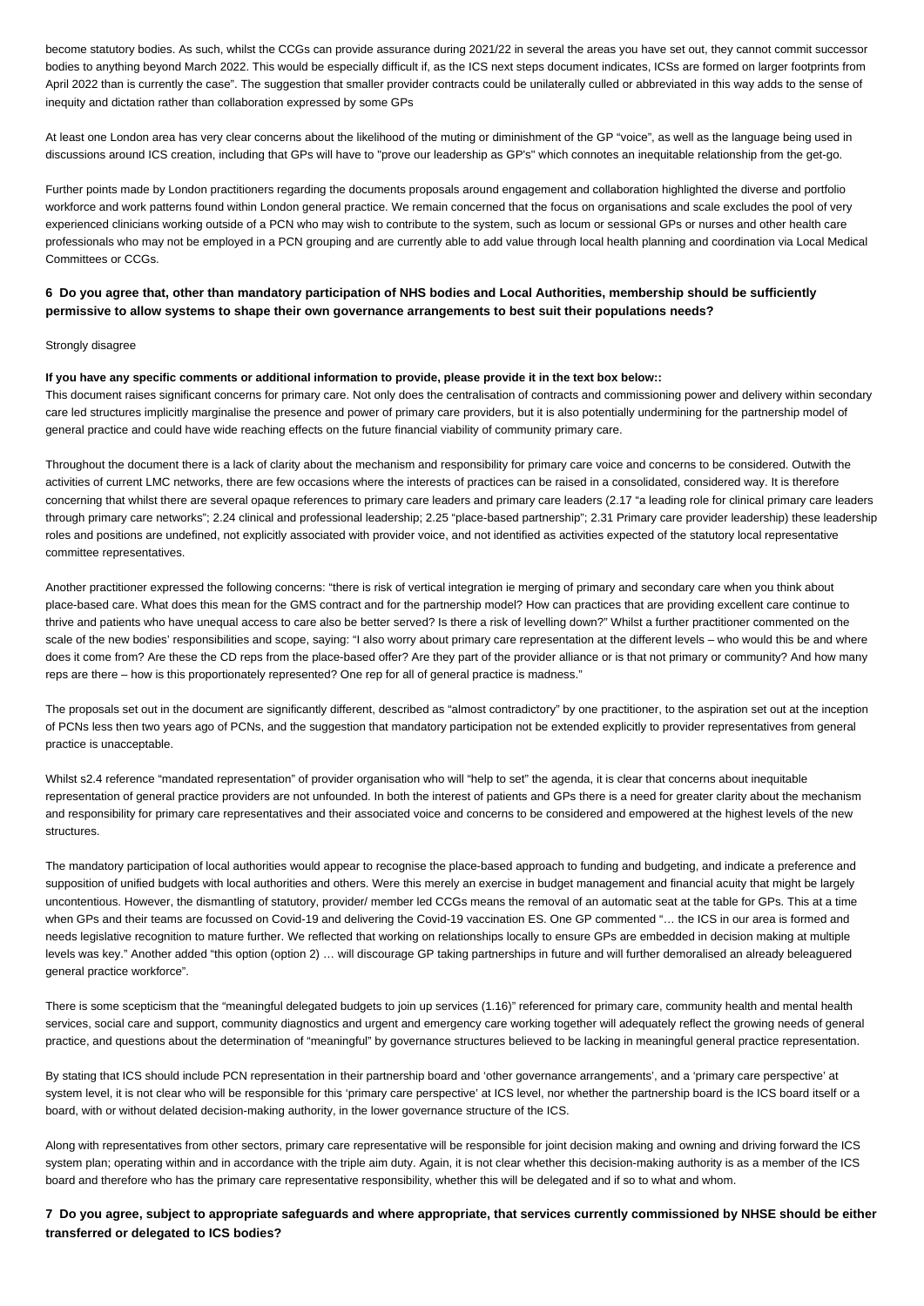become statutory bodies. As such, whilst the CCGs can provide assurance during 2021/22 in several the areas you have set out, they cannot commit successor bodies to anything beyond March 2022. This would be especially difficult if, as the ICS next steps document indicates, ICSs are formed on larger footprints from April 2022 than is currently the case". The suggestion that smaller provider contracts could be unilaterally culled or abbreviated in this way adds to the sense of inequity and dictation rather than collaboration expressed by some GPs

At least one London area has very clear concerns about the likelihood of the muting or diminishment of the GP "voice", as well as the language being used in discussions around ICS creation, including that GPs will have to "prove our leadership as GP's" which connotes an inequitable relationship from the get-go.

Further points made by London practitioners regarding the documents proposals around engagement and collaboration highlighted the diverse and portfolio workforce and work patterns found within London general practice. We remain concerned that the focus on organisations and scale excludes the pool of very experienced clinicians working outside of a PCN who may wish to contribute to the system, such as locum or sessional GPs or nurses and other health care professionals who may not be employed in a PCN grouping and are currently able to add value through local health planning and coordination via Local Medical Committees or CCGs.

### 6 Do you agree that, other than mandatory participation of NHS bodies and Local Authorities, membership should be sufficiently permissive to allow systems to shape their own governance arrangements to best suit their populations needs?

Strongly disagree

**If you have any specific comments or additional information to provide, please provide it in the text box below::**

This document raises significant concerns for primary care. Not only does the centralisation of contracts and commissioning power and delivery within secondary care led structures implicitly marginalise the presence and power of primary care providers, but it is also potentially undermining for the partnership model of general practice and could have wide reaching effects on the future financial viability of community primary care.

Throughout the document there is a lack of clarity about the mechanism and responsibility for primary care voice and concerns to be considered. Outwith the activities of current LMC networks, there are few occasions where the interests of practices can be raised in a consolidated, considered way. It is therefore concerning that whilst there are several opaque references to primary care leaders and primary care leaders (2.17 "a leading role for clinical primary care leaders through primary care networks"; 2.24 clinical and professional leadership; 2.25 "place-based partnership"; 2.31 Primary care provider leadership) these leadership roles and positions are undefined, not explicitly associated with provider voice, and not identified as activities expected of the statutory local representative committee representatives.

Another practitioner expressed the following concerns: "there is risk of vertical integration ie merging of primary and secondary care when you think about place-based care. What does this mean for the GMS contract and for the partnership model? How can practices that are providing excellent care continue to thrive and patients who have unequal access to care also be better served? Is there a risk of levelling down?" Whilst a further practitioner commented on the scale of the new bodies' responsibilities and scope, saying: "I also worry about primary care representation at the different levels – who would this be and where does it come from? Are these the CD reps from the place-based offer? Are they part of the provider alliance or is that not primary or community? And how many reps are there – how is this proportionately represented? One rep for all of general practice is madness."

The proposals set out in the document are significantly different, described as "almost contradictory" by one practitioner, to the aspiration set out at the inception of PCNs less then two years ago of PCNs, and the suggestion that mandatory participation not be extended explicitly to provider representatives from general practice is unacceptable.

Whilst s2.4 reference "mandated representation" of provider organisation who will "help to set" the agenda, it is clear that concerns about inequitable representation of general practice providers are not unfounded. In both the interest of patients and GPs there is a need for greater clarity about the mechanism and responsibility for primary care representatives and their associated voice and concerns to be considered and empowered at the highest levels of the new structures.

The mandatory participation of local authorities would appear to recognise the place-based approach to funding and budgeting, and indicate a preference and supposition of unified budgets with local authorities and others. Were this merely an exercise in budget management and financial acuity that might be largely uncontentious. However, the dismantling of statutory, provider/ member led CCGs means the removal of an automatic seat at the table for GPs. This at a time when GPs and their teams are focussed on Covid-19 and delivering the Covid-19 vaccination ES. One GP commented "… the ICS in our area is formed and needs legislative recognition to mature further. We reflected that working on relationships locally to ensure GPs are embedded in decision making at multiple levels was key." Another added "this option (option 2) … will discourage GP taking partnerships in future and will further demoralised an already beleaguered general practice workforce".

There is some scepticism that the "meaningful delegated budgets to join up services (1.16)" referenced for primary care, community health and mental health services, social care and support, community diagnostics and urgent and emergency care working together will adequately reflect the growing needs of general practice, and questions about the determination of "meaningful" by governance structures believed to be lacking in meaningful general practice representation.

By stating that ICS should include PCN representation in their partnership board and 'other governance arrangements', and a 'primary care perspective' at system level, it is not clear who will be responsible for this 'primary care perspective' at ICS level, nor whether the partnership board is the ICS board itself or a board, with or without delated decision-making authority, in the lower governance structure of the ICS.

Along with representatives from other sectors, primary care representative will be responsible for joint decision making and owning and driving forward the ICS system plan; operating within and in accordance with the triple aim duty. Again, it is not clear whether this decision-making authority is as a member of the ICS board and therefore who has the primary care representative responsibility, whether this will be delegated and if so to what and whom.

### 7 Do you agree, subject to appropriate safeguards and where appropriate, that services currently commissioned by NHSE should be either transferred or delegated to ICS bodies?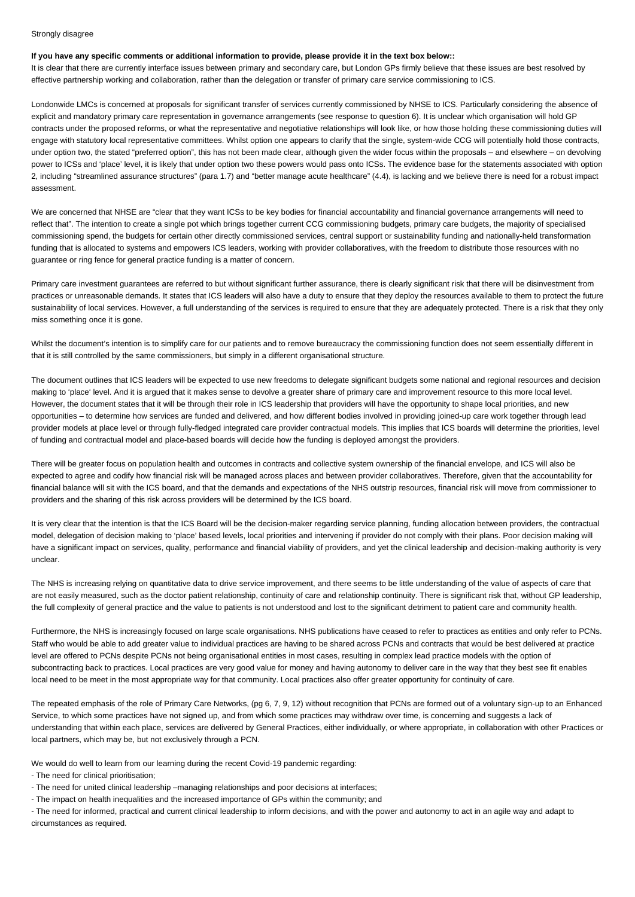Strongly disagree

**If you have any specific comments or additional information to provide, please provide it in the text box below::**

It is clear that there are currently interface issues between primary and secondary care, but London GPs firmly believe that these issues are best resolved by effective partnership working and collaboration, rather than the delegation or transfer of primary care service commissioning to ICS.

Londonwide LMCs is concerned at proposals for significant transfer of services currently commissioned by NHSE to ICS. Particularly considering the absence of explicit and mandatory primary care representation in governance arrangements (see response to question 6). It is unclear which organisation will hold GP contracts under the proposed reforms, or what the representative and negotiative relationships will look like, or how those holding these commissioning duties will engage with statutory local representative committees. Whilst option one appears to clarify that the single, system-wide CCG will potentially hold those contracts, under option two, the stated "preferred option", this has not been made clear, although given the wider focus within the proposals – and elsewhere – on devolving power to ICSs and 'place' level, it is likely that under option two these powers would pass onto ICSs. The evidence base for the statements associated with option 2, including "streamlined assurance structures" (para 1.7) and "better manage acute healthcare" (4.4), is lacking and we believe there is need for a robust impact assessment.

We are concerned that NHSE are "clear that they want ICSs to be key bodies for financial accountability and financial governance arrangements will need to reflect that". The intention to create a single pot which brings together current CCG commissioning budgets, primary care budgets, the majority of specialised commissioning spend, the budgets for certain other directly commissioned services, central support or sustainability funding and nationally-held transformation funding that is allocated to systems and empowers ICS leaders, working with provider collaboratives, with the freedom to distribute those resources with no guarantee or ring fence for general practice funding is a matter of concern.

Primary care investment guarantees are referred to but without significant further assurance, there is clearly significant risk that there will be disinvestment from practices or unreasonable demands. It states that ICS leaders will also have a duty to ensure that they deploy the resources available to them to protect the future sustainability of local services. However, a full understanding of the services is required to ensure that they are adequately protected. There is a risk that they only miss something once it is gone.

Whilst the document's intention is to simplify care for our patients and to remove bureaucracy the commissioning function does not seem essentially different in that it is still controlled by the same commissioners, but simply in a different organisational structure.

The document outlines that ICS leaders will be expected to use new freedoms to delegate significant budgets some national and regional resources and decision making to 'place' level. And it is argued that it makes sense to devolve a greater share of primary care and improvement resource to this more local level. However, the document states that it will be through their role in ICS leadership that providers will have the opportunity to shape local priorities, and new opportunities – to determine how services are funded and delivered, and how different bodies involved in providing joined-up care work together through lead provider models at place level or through fully-fledged integrated care provider contractual models. This implies that ICS boards will determine the priorities, level of funding and contractual model and place-based boards will decide how the funding is deployed amongst the providers.

There will be greater focus on population health and outcomes in contracts and collective system ownership of the financial envelope, and ICS will also be expected to agree and codify how financial risk will be managed across places and between provider collaboratives. Therefore, given that the accountability for financial balance will sit with the ICS board, and that the demands and expectations of the NHS outstrip resources, financial risk will move from commissioner to providers and the sharing of this risk across providers will be determined by the ICS board.

It is very clear that the intention is that the ICS Board will be the decision-maker regarding service planning, funding allocation between providers, the contractual model, delegation of decision making to 'place' based levels, local priorities and intervening if provider do not comply with their plans. Poor decision making will have a significant impact on services, quality, performance and financial viability of providers, and yet the clinical leadership and decision-making authority is very unclear.

The NHS is increasing relying on quantitative data to drive service improvement, and there seems to be little understanding of the value of aspects of care that are not easily measured, such as the doctor patient relationship, continuity of care and relationship continuity. There is significant risk that, without GP leadership, the full complexity of general practice and the value to patients is not understood and lost to the significant detriment to patient care and community health.

Furthermore, the NHS is increasingly focused on large scale organisations. NHS publications have ceased to refer to practices as entities and only refer to PCNs. Staff who would be able to add greater value to individual practices are having to be shared across PCNs and contracts that would be best delivered at practice level are offered to PCNs despite PCNs not being organisational entities in most cases, resulting in complex lead practice models with the option of subcontracting back to practices. Local practices are very good value for money and having autonomy to deliver care in the way that they best see fit enables local need to be meet in the most appropriate way for that community. Local practices also offer greater opportunity for continuity of care.

The repeated emphasis of the role of Primary Care Networks, (pg 6, 7, 9, 12) without recognition that PCNs are formed out of a voluntary sign-up to an Enhanced Service, to which some practices have not signed up, and from which some practices may withdraw over time, is concerning and suggests a lack of understanding that within each place, services are delivered by General Practices, either individually, or where appropriate, in collaboration with other Practices or local partners, which may be, but not exclusively through a PCN.

We would do well to learn from our learning during the recent Covid-19 pandemic regarding:

- The need for clinical prioritisation;
- The need for united clinical leadership –managing relationships and poor decisions at interfaces;
- The impact on health inequalities and the increased importance of GPs within the community; and
- The need for informed, practical and current clinical leadership to inform decisions, and with the power and autonomy to act in an agile way and adapt to circumstances as required.